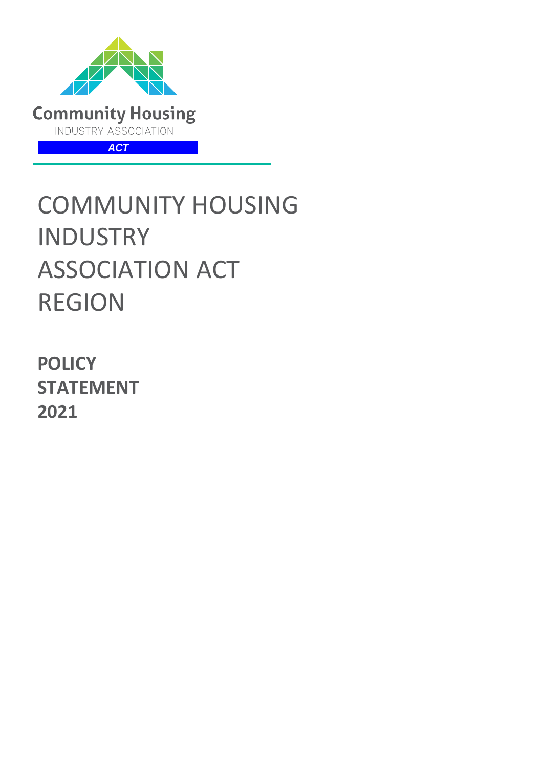Community Housing

INDUSTRY ASSOCIATION

*ACT*

# COMMUNITY HOUSING INDUSTRY ASSOCIATION ACT REGION

**POLICY STATEMENT 2021**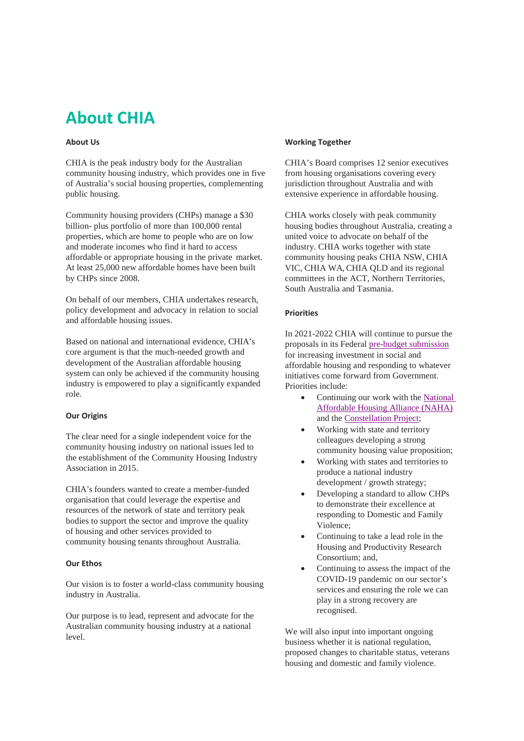# About CHIA

### About Us

CHIA is the peak industry body for the Australian community housing industry, which provides one in five of Australia's social housing properties, complementing public housing.

Community housing providers (CHPs) manage a $30 billion- plus portfolio of more than 100,000 rental properties, which are home to people who are on low and moderate incomes who find it hard to access affordable or appropriate housing in the private market. At least 25,000 new affordable homes have been built by CHPs since 2008.

On behalf of our members, CHIA undertakes research, policy development and advocacy in relation to social and affordable housing issues.

Based on national and international evidence, CHIA's core argument is that the much-needed growth and development of the Australian affordable housing system can only be achieved if the community housing industry is empowered to play a significantly expanded role.

### Our Origins

The clear need for a single independent voice for the community housing industry on national issues led to the establishment of the Community Housing Industry Association in 2015.

CHIA's founders wanted to create a member-funded organisation that could leverage the expertise and resources of the network of state and territory peak bodies to support the sector and improve the quality of housing and other services provided to community housing tenants throughout Australia.

### Our Ethos

Our vision is to foster a world-class community housing industry in Australia.

Our purpose is to lead, represent and advocate for the Australian community housing industry at a national level.

### Working Together

CHIA's Board comprises 12 senior executives from housing organisations covering every jurisdiction throughout Australia and with extensive experience in affordable housing.

CHIA works closely with peak community housing bodies throughout Australia, creating a united voice to advocate on behalf of the industry. CHIA works together with state community housing peaks CHIA NSW, CHIA VIC, CHIA WA, CHIA QLD and its regional committees in the ACT, Northern Territories, South Australia and Tasmania.

### Priorities

In 2021-2022 CHIA will continue to pursue the proposals in its Federal pre-budget submission for increasing investment in social and affordable housing and responding to whatever initiatives come forward from Government. Priorities include:

- Continuing our work with the National Affordable Housing Alliance (NAHA) and the Constellation Project;
- Working with state and territory colleagues developing a strong community housing value proposition;
- Working with states and territories to produce a national industry development / growth strategy;
- Developing a standard to allow CHPs to demonstrate their excellence at responding to Domestic and Family Violence;
- Continuing to take a lead role in the Housing and Productivity Research Consortium; and,
- Continuing to assess the impact of the COVID-19 pandemic on our sector's services and ensuring the role we can play in a strong recovery are recognised.

We will also input into important ongoing business whether it is national regulation, proposed changes to charitable status, veterans housing and domestic and family violence.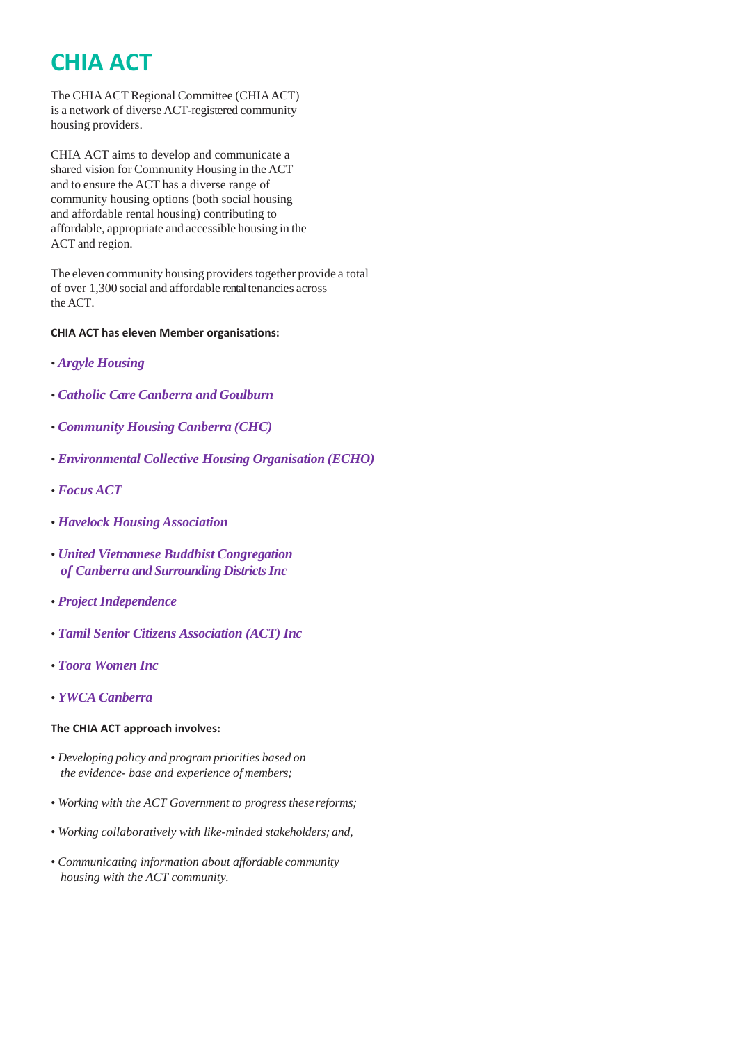# CHIA ACT

The CHIA ACT Regional Committee (CHIA ACT) is a network of diverse ACT-registered community housing providers.

CHIA ACT aims to develop and communicate a shared vision for Community Housing in the ACT and to ensure the ACT has a diverse range of community housing options (both social housing and affordable rental housing) contributing to affordable, appropriate and accessible housing in the ACT and region.

The eleven community housing providers together provide a total of over 1,300 social and affordable rental tenancies across the ACT.

**CHIA ACT has eleven Member organisations:**

- *Argyle Housing*
- *Catholic Care Canberra and Goulburn*
- *Community Housing Canberra (CHC)*
- *Environmental Collective Housing Organisation (ECHO)*
- *Focus ACT*
- *Havelock Housing Association*
- *United Vietnamese Buddhist Congregation of Canberra and Surrounding Districts Inc*
- *Project Independence*
- *Tamil Senior Citizens Association (ACT) Inc*
- *Toora Women Inc*
- *YWCA Canberra*

**The CHIA ACT approach involves:**

- *Developing policy and program priorities based on the evidence- base and experience of members;*
- *Working with the ACT Government to progress these reforms;*
- *Working collaboratively with like-minded stakeholders; and,*
- *Communicating information about affordable community housing with the ACT community.*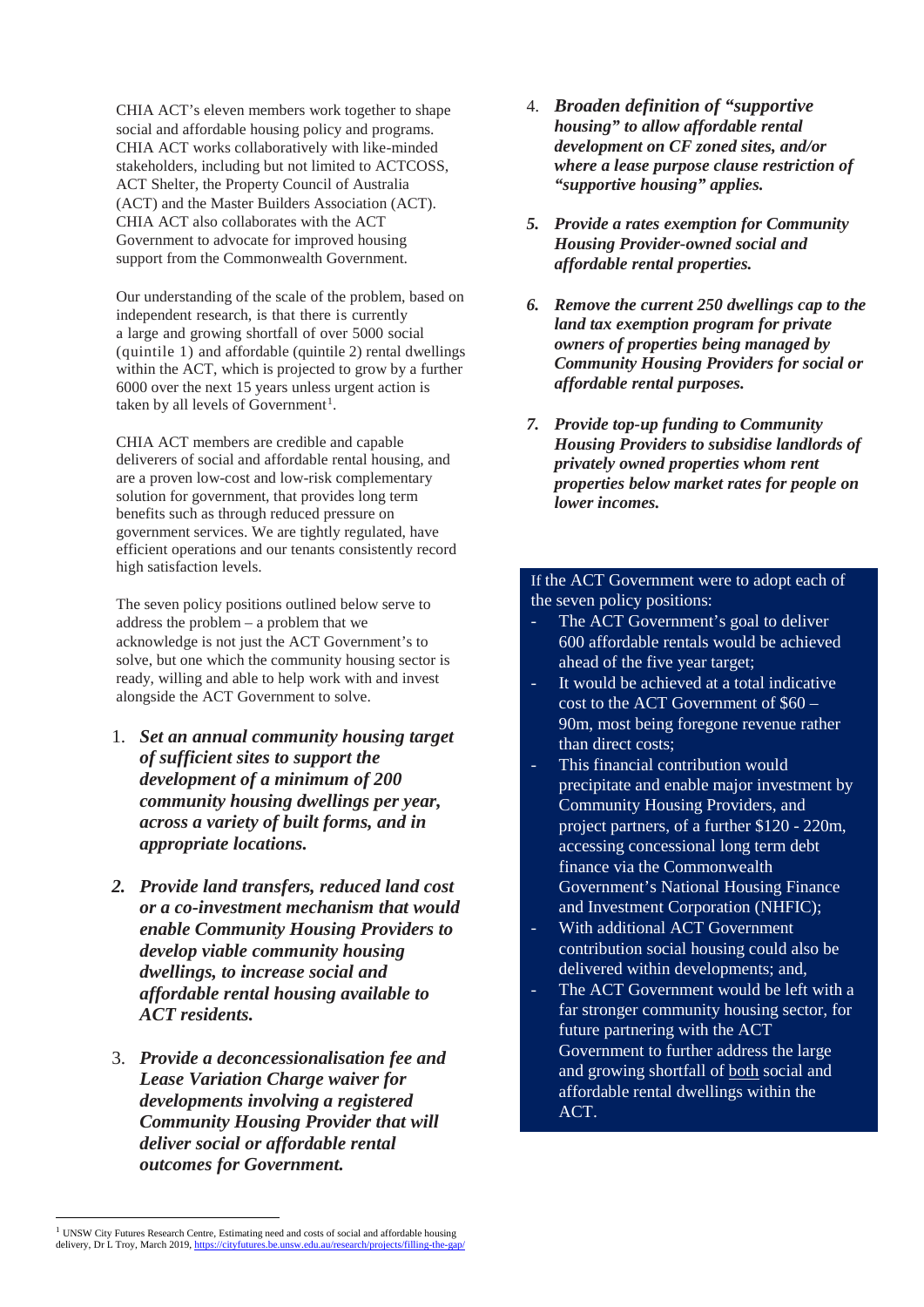CHIA ACT's eleven members work together to shape social and affordable housing policy and programs. CHIA ACT works collaboratively with like-minded stakeholders, including but not limited to ACTCOSS, ACT Shelter, the Property Council of Australia (ACT) and the Master Builders Association (ACT). CHIA ACT also collaborates with the ACT Government to advocate for improved housing support from the Commonwealth Government.

Our understanding of the scale of the problem, based on independent research, is that there is currently a large and growing shortfall of over 5000 social (quintile 1) and affordable (quintile 2) rental dwellings within the ACT, which is projected to grow by a further 6000 over the next 15 years unless urgent action is taken by all levels of Government[1].

CHIA ACT members are credible and capable deliverers of social and affordable rental housing, and are a proven low-cost and low-risk complementary solution for government, that provides long term benefits such as through reduced pressure on government services. We are tightly regulated, have efficient operations and our tenants consistently record high satisfaction levels.

The seven policy positions outlined below serve to address the problem – a problem that we acknowledge is not just the ACT Government's to solve, but one which the community housing sector is ready, willing and able to help work with and invest alongside the ACT Government to solve.

1. ***Set an annual community housing target of sufficient sites to support the development of a minimum of 200 community housing dwellings per year, across a variety of built forms, and in appropriate locations.***

2. ***Provide land transfers, reduced land cost or a co-investment mechanism that would enable Community Housing Providers to develop viable community housing dwellings, to increase social and affordable rental housing available to ACT residents.***

3. ***Provide a deconcessionalisation fee and Lease Variation Charge waiver for developments involving a registered Community Housing Provider that will deliver social or affordable rental outcomes for Government.***

4. ***Broaden definition of "supportive housing" to allow affordable rental development on CF zoned sites, and/or where a lease purpose clause restriction of "supportive housing" applies.***

5. ***Provide a rates exemption for Community Housing Provider-owned social and affordable rental properties.***

6. ***Remove the current 250 dwellings cap to the land tax exemption program for private owners of properties being managed by Community Housing Providers for social or affordable rental purposes.***

7. ***Provide top-up funding to Community Housing Providers to subsidise landlords of privately owned properties whom rent properties below market rates for people on lower incomes.***

If the ACT Government were to adopt each of the seven policy positions:

- The ACT Government's goal to deliver 600 affordable rentals would be achieved ahead of the five year target;
- It would be achieved at a total indicative cost to the ACT Government of $60 – 90m, most being foregone revenue rather than direct costs;
- This financial contribution would precipitate and enable major investment by Community Housing Providers, and project partners, of a further $120 - 220m, accessing concessional long term debt finance via the Commonwealth Government's National Housing Finance and Investment Corporation (NHFIC);
- With additional ACT Government contribution social housing could also be delivered within developments; and,
- The ACT Government would be left with a far stronger community housing sector, for future partnering with the ACT Government to further address the large and growing shortfall of both social and affordable rental dwellings within the ACT.

[1] UNSW City Futures Research Centre, Estimating need and costs of social and affordable housing delivery, Dr L Troy, March 2019, https://cityfutures.be.unsw.edu.au/research/projects/filling-the-gap/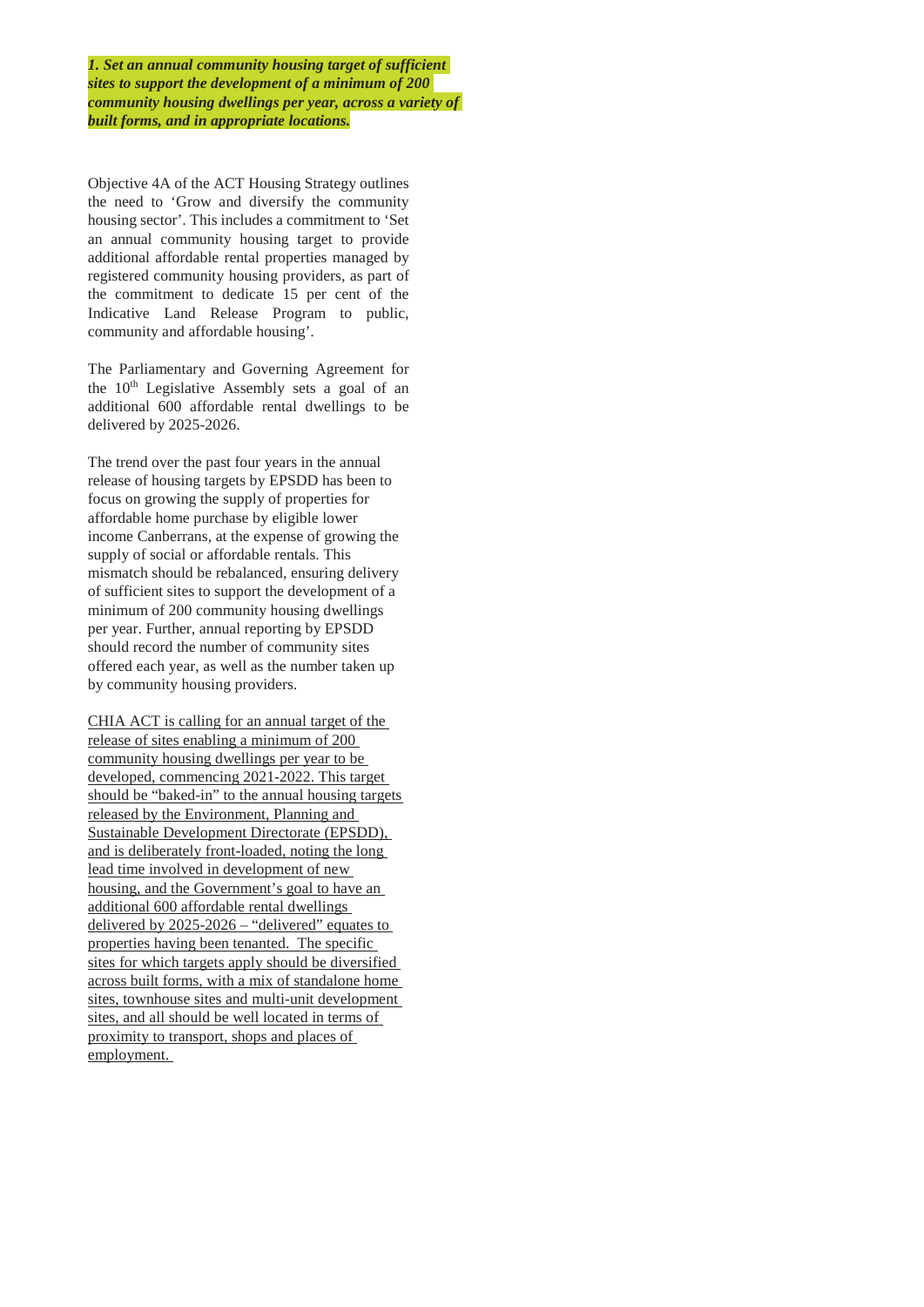***1. Set an annual community housing target of sufficient sites to support the development of a minimum of 200 community housing dwellings per year, across a variety of built forms, and in appropriate locations.***

Objective 4A of the ACT Housing Strategy outlines the need to 'Grow and diversify the community housing sector'. This includes a commitment to 'Set an annual community housing target to provide additional affordable rental properties managed by registered community housing providers, as part of the commitment to dedicate 15 per cent of the Indicative Land Release Program to public, community and affordable housing'.

The Parliamentary and Governing Agreement for the 10th Legislative Assembly sets a goal of an additional 600 affordable rental dwellings to be delivered by 2025-2026.

The trend over the past four years in the annual release of housing targets by EPSDD has been to focus on growing the supply of properties for affordable home purchase by eligible lower income Canberrans, at the expense of growing the supply of social or affordable rentals. This mismatch should be rebalanced, ensuring delivery of sufficient sites to support the development of a minimum of 200 community housing dwellings per year. Further, annual reporting by EPSDD should record the number of community sites offered each year, as well as the number taken up by community housing providers.

<u>CHIA ACT is calling for an annual target of the release of sites enabling a minimum of 200 community housing dwellings per year to be developed, commencing 2021-2022. This target should be "baked-in" to the annual housing targets released by the Environment, Planning and Sustainable Development Directorate (EPSDD), and is deliberately front-loaded, noting the long lead time involved in development of new housing, and the Government's goal to have an additional 600 affordable rental dwellings delivered by 2025-2026 – "delivered" equates to properties having been tenanted. The specific sites for which targets apply should be diversified across built forms, with a mix of standalone home sites, townhouse sites and multi-unit development sites, and all should be well located in terms of proximity to transport, shops and places of employment.</u>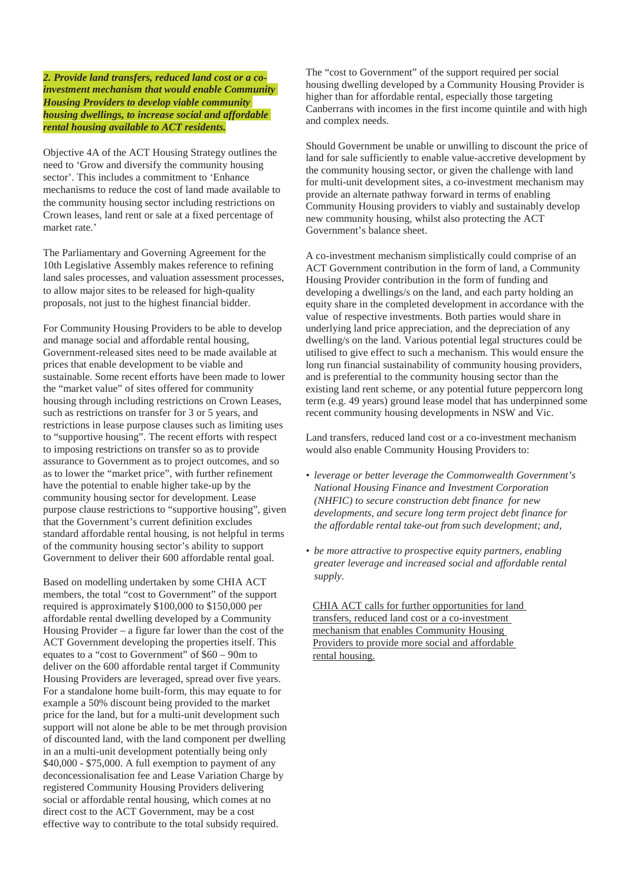***2. Provide land transfers, reduced land cost or a co-investment mechanism that would enable Community Housing Providers to develop viable community housing dwellings, to increase social and affordable rental housing available to ACT residents.***

Objective 4A of the ACT Housing Strategy outlines the need to 'Grow and diversify the community housing sector'. This includes a commitment to 'Enhance mechanisms to reduce the cost of land made available to the community housing sector including restrictions on Crown leases, land rent or sale at a fixed percentage of market rate.'

The Parliamentary and Governing Agreement for the 10th Legislative Assembly makes reference to refining land sales processes, and valuation assessment processes, to allow major sites to be released for high-quality proposals, not just to the highest financial bidder.

For Community Housing Providers to be able to develop and manage social and affordable rental housing, Government-released sites need to be made available at prices that enable development to be viable and sustainable. Some recent efforts have been made to lower the "market value" of sites offered for community housing through including restrictions on Crown Leases, such as restrictions on transfer for 3 or 5 years, and restrictions in lease purpose clauses such as limiting uses to "supportive housing". The recent efforts with respect to imposing restrictions on transfer so as to provide assurance to Government as to project outcomes, and so as to lower the "market price", with further refinement have the potential to enable higher take-up by the community housing sector for development. Lease purpose clause restrictions to "supportive housing", given that the Government's current definition excludes standard affordable rental housing, is not helpful in terms of the community housing sector's ability to support Government to deliver their 600 affordable rental goal.

Based on modelling undertaken by some CHIA ACT members, the total "cost to Government" of the support required is approximately $100,000 to $150,000 per affordable rental dwelling developed by a Community Housing Provider – a figure far lower than the cost of the ACT Government developing the properties itself. This equates to a "cost to Government" of $60 – 90m to deliver on the 600 affordable rental target if Community Housing Providers are leveraged, spread over five years. For a standalone home built-form, this may equate to for example a 50% discount being provided to the market price for the land, but for a multi-unit development such support will not alone be able to be met through provision of discounted land, with the land component per dwelling in an a multi-unit development potentially being only $40,000 - $75,000. A full exemption to payment of any deconcessionalisation fee and Lease Variation Charge by registered Community Housing Providers delivering social or affordable rental housing, which comes at no direct cost to the ACT Government, may be a cost effective way to contribute to the total subsidy required.

The "cost to Government" of the support required per social housing dwelling developed by a Community Housing Provider is higher than for affordable rental, especially those targeting Canberrans with incomes in the first income quintile and with high and complex needs.

Should Government be unable or unwilling to discount the price of land for sale sufficiently to enable value-accretive development by the community housing sector, or given the challenge with land for multi-unit development sites, a co-investment mechanism may provide an alternate pathway forward in terms of enabling Community Housing providers to viably and sustainably develop new community housing, whilst also protecting the ACT Government's balance sheet.

A co-investment mechanism simplistically could comprise of an ACT Government contribution in the form of land, a Community Housing Provider contribution in the form of funding and developing a dwellings/s on the land, and each party holding an equity share in the completed development in accordance with the value of respective investments. Both parties would share in underlying land price appreciation, and the depreciation of any dwelling/s on the land. Various potential legal structures could be utilised to give effect to such a mechanism. This would ensure the long run financial sustainability of community housing providers, and is preferential to the community housing sector than the existing land rent scheme, or any potential future peppercorn long term (e.g. 49 years) ground lease model that has underpinned some recent community housing developments in NSW and Vic.

Land transfers, reduced land cost or a co-investment mechanism would also enable Community Housing Providers to:

- *leverage or better leverage the Commonwealth Government's National Housing Finance and Investment Corporation (NHFIC) to secure construction debt finance for new developments, and secure long term project debt finance for the affordable rental take-out from such development; and,*
- *be more attractive to prospective equity partners, enabling greater leverage and increased social and affordable rental supply.*

<u>CHIA ACT calls for further opportunities for land transfers, reduced land cost or a co-investment mechanism that enables Community Housing Providers to provide more social and affordable rental housing.</u>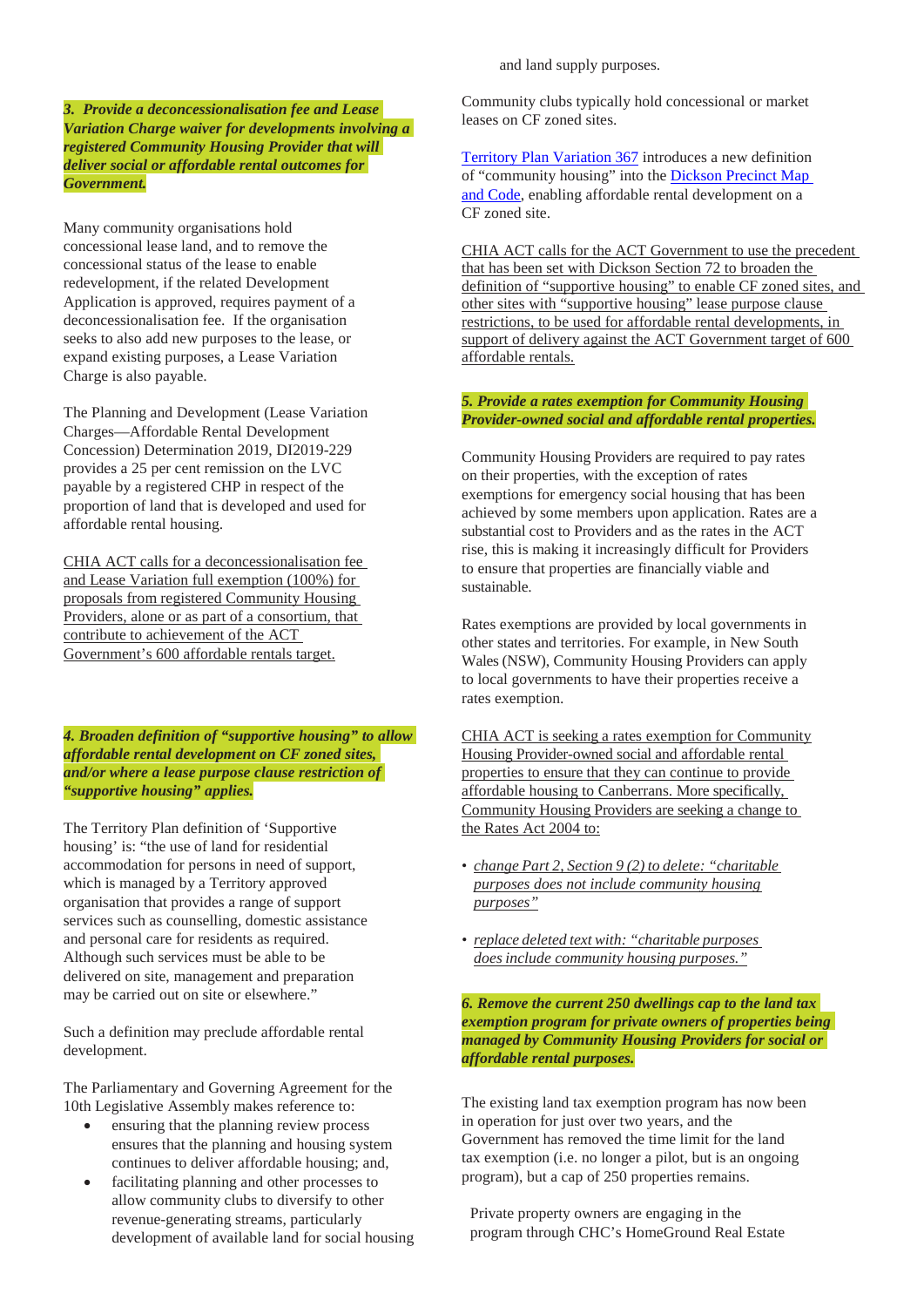***3. Provide a deconcessionalisation fee and Lease Variation Charge waiver for developments involving a registered Community Housing Provider that will deliver social or affordable rental outcomes for Government.***

Many community organisations hold concessional lease land, and to remove the concessional status of the lease to enable redevelopment, if the related Development Application is approved, requires payment of a deconcessionalisation fee. If the organisation seeks to also add new purposes to the lease, or expand existing purposes, a Lease Variation Charge is also payable.

The Planning and Development (Lease Variation Charges—Affordable Rental Development Concession) Determination 2019, DI2019-229 provides a 25 per cent remission on the LVC payable by a registered CHP in respect of the proportion of land that is developed and used for affordable rental housing.

CHIA ACT calls for a deconcessionalisation fee and Lease Variation full exemption (100%) for proposals from registered Community Housing Providers, alone or as part of a consortium, that contribute to achievement of the ACT Government's 600 affordable rentals target.

***4. Broaden definition of "supportive housing" to allow affordable rental development on CF zoned sites, and/or where a lease purpose clause restriction of "supportive housing" applies.***

The Territory Plan definition of 'Supportive housing' is: "the use of land for residential accommodation for persons in need of support, which is managed by a Territory approved organisation that provides a range of support services such as counselling, domestic assistance and personal care for residents as required. Although such services must be able to be delivered on site, management and preparation may be carried out on site or elsewhere."

Such a definition may preclude affordable rental development.

The Parliamentary and Governing Agreement for the 10th Legislative Assembly makes reference to:

- ensuring that the planning review process ensures that the planning and housing system continues to deliver affordable housing; and,
- facilitating planning and other processes to allow community clubs to diversify to other revenue-generating streams, particularly development of available land for social housing and land supply purposes.

Community clubs typically hold concessional or market leases on CF zoned sites.

Territory Plan Variation 367 introduces a new definition of "community housing" into the Dickson Precinct Map and Code, enabling affordable rental development on a CF zoned site.

CHIA ACT calls for the ACT Government to use the precedent that has been set with Dickson Section 72 to broaden the definition of "supportive housing" to enable CF zoned sites, and other sites with "supportive housing" lease purpose clause restrictions, to be used for affordable rental developments, in support of delivery against the ACT Government target of 600 affordable rentals.

***5. Provide a rates exemption for Community Housing Provider-owned social and affordable rental properties.***

Community Housing Providers are required to pay rates on their properties, with the exception of rates exemptions for emergency social housing that has been achieved by some members upon application. Rates are a substantial cost to Providers and as the rates in the ACT rise, this is making it increasingly difficult for Providers to ensure that properties are financially viable and sustainable.

Rates exemptions are provided by local governments in other states and territories. For example, in New South Wales (NSW), Community Housing Providers can apply to local governments to have their properties receive a rates exemption.

CHIA ACT is seeking a rates exemption for Community Housing Provider-owned social and affordable rental properties to ensure that they can continue to provide affordable housing to Canberrans. More specifically, Community Housing Providers are seeking a change to the Rates Act 2004 to:

- *change Part 2, Section 9 (2) to delete: "charitable purposes does not include community housing purposes"*
- *replace deleted text with: "charitable purposes does include community housing purposes."*

***6. Remove the current 250 dwellings cap to the land tax exemption program for private owners of properties being managed by Community Housing Providers for social or affordable rental purposes.***

The existing land tax exemption program has now been in operation for just over two years, and the Government has removed the time limit for the land tax exemption (i.e. no longer a pilot, but is an ongoing program), but a cap of 250 properties remains.

Private property owners are engaging in the program through CHC's HomeGround Real Estate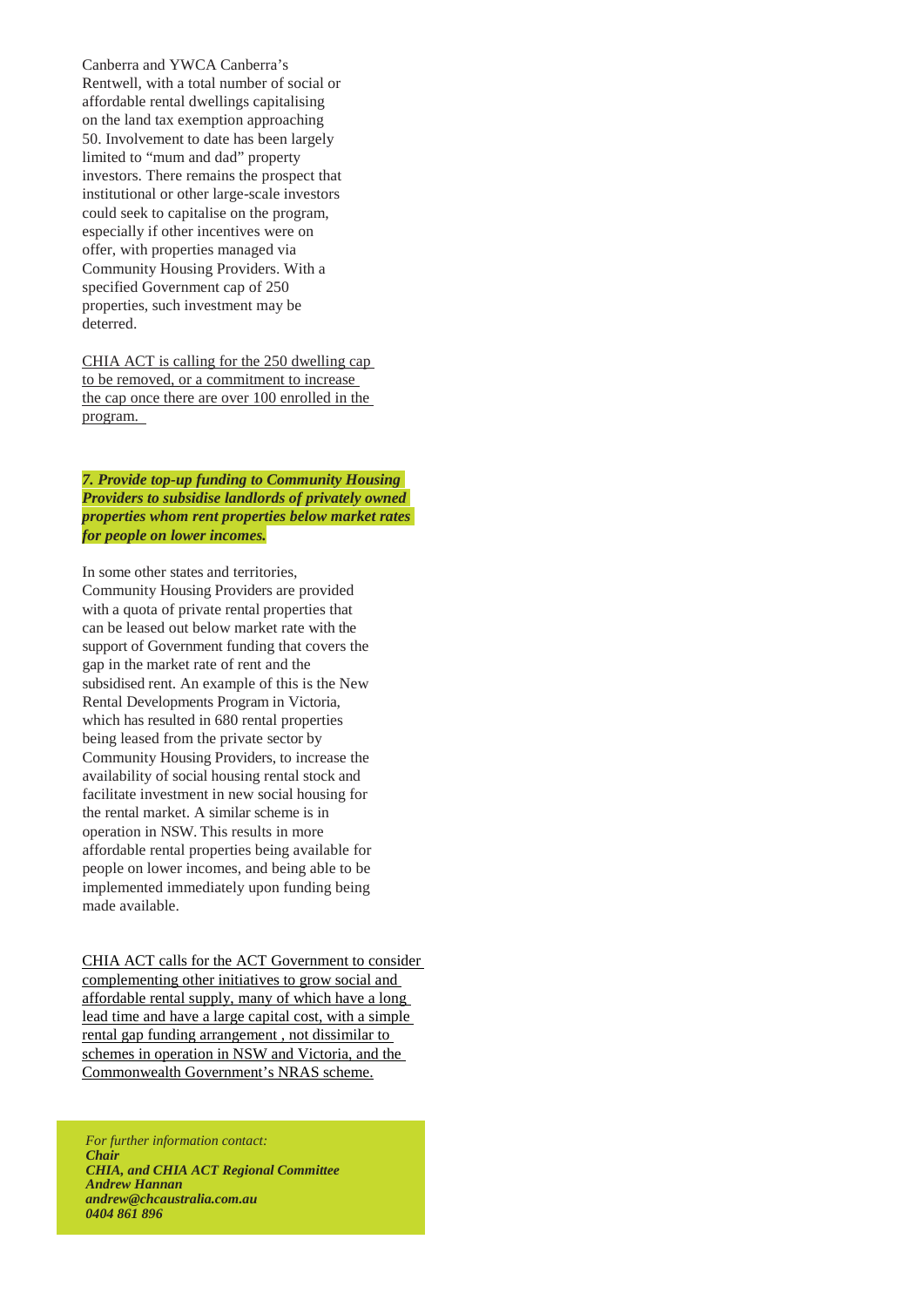Canberra and YWCA Canberra's Rentwell, with a total number of social or affordable rental dwellings capitalising on the land tax exemption approaching 50. Involvement to date has been largely limited to "mum and dad" property investors. There remains the prospect that institutional or other large-scale investors could seek to capitalise on the program, especially if other incentives were on offer, with properties managed via Community Housing Providers. With a specified Government cap of 250 properties, such investment may be deterred.

CHIA ACT is calling for the 250 dwelling cap to be removed, or a commitment to increase the cap once there are over 100 enrolled in the program.

***7. Provide top-up funding to Community Housing Providers to subsidise landlords of privately owned properties whom rent properties below market rates for people on lower incomes.***

In some other states and territories, Community Housing Providers are provided with a quota of private rental properties that can be leased out below market rate with the support of Government funding that covers the gap in the market rate of rent and the subsidised rent. An example of this is the New Rental Developments Program in Victoria, which has resulted in 680 rental properties being leased from the private sector by Community Housing Providers, to increase the availability of social housing rental stock and facilitate investment in new social housing for the rental market. A similar scheme is in operation in NSW. This results in more affordable rental properties being available for people on lower incomes, and being able to be implemented immediately upon funding being made available.

CHIA ACT calls for the ACT Government to consider complementing other initiatives to grow social and affordable rental supply, many of which have a long lead time and have a large capital cost, with a simple rental gap funding arrangement , not dissimilar to schemes in operation in NSW and Victoria, and the Commonwealth Government's NRAS scheme.

*For further information contact:*
***Chair***
***CHIA, and CHIA ACT Regional Committee***
***Andrew Hannan***
***andrew@chcaustralia.com.au***
***0404 861 896***